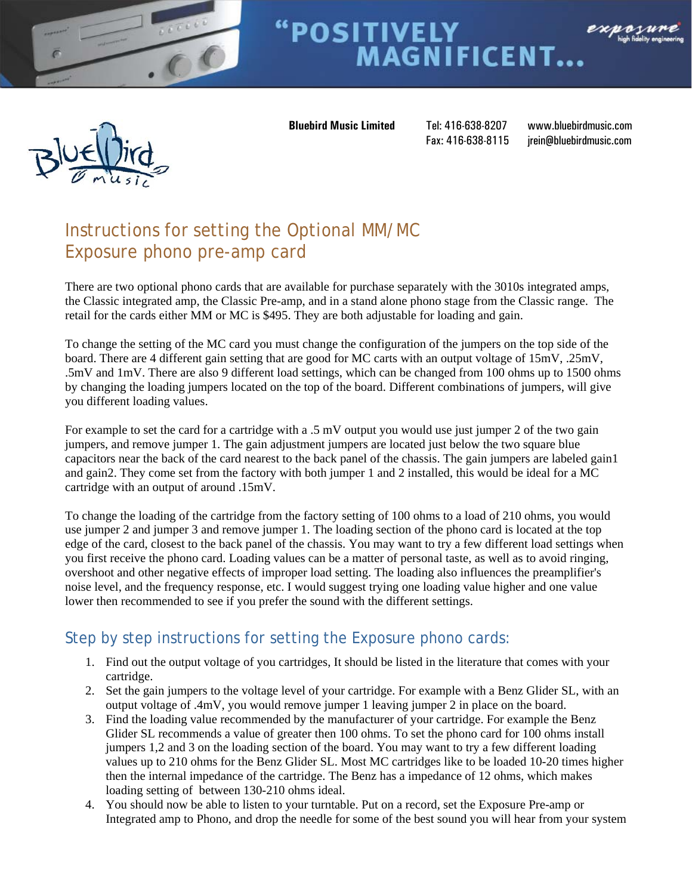"POSITIVELY MAGNIFICENT...

exposure high fidelity engineering

**Bluebird Music Limited** Tel: 416-638-8207 Fax: 416-638-8115 www.bluebirdmusic.com jrein@bluebirdmusic.com

## Instructions for setting the Optional MM/MC Exposure phono pre-amp card

There are two optional phono cards that are available for purchase separately with the 3010s integrated amps, the Classic integrated amp, the Classic Pre-amp, and in a stand alone phono stage from the Classic range. The retail for the cards either MM or MC is $495. They are both adjustable for loading and gain.

To change the setting of the MC card you must change the configuration of the jumpers on the top side of the board. There are 4 different gain setting that are good for MC carts with an output voltage of 15mV, .25mV, .5mV and 1mV. There are also 9 different load settings, which can be changed from 100 ohms up to 1500 ohms by changing the loading jumpers located on the top of the board. Different combinations of jumpers, will give you different loading values.

For example to set the card for a cartridge with a .5 mV output you would use just jumper 2 of the two gain jumpers, and remove jumper 1. The gain adjustment jumpers are located just below the two square blue capacitors near the back of the card nearest to the back panel of the chassis. The gain jumpers are labeled gain1 and gain2. They come set from the factory with both jumper 1 and 2 installed, this would be ideal for a MC cartridge with an output of around .15mV.

To change the loading of the cartridge from the factory setting of 100 ohms to a load of 210 ohms, you would use jumper 2 and jumper 3 and remove jumper 1. The loading section of the phono card is located at the top edge of the card, closest to the back panel of the chassis. You may want to try a few different load settings when you first receive the phono card. Loading values can be a matter of personal taste, as well as to avoid ringing, overshoot and other negative effects of improper load setting. The loading also influences the preamplifier's noise level, and the frequency response, etc. I would suggest trying one loading value higher and one value lower then recommended to see if you prefer the sound with the different settings.

## Step by step instructions for setting the Exposure phono cards:

1. Find out the output voltage of you cartridges, It should be listed in the literature that comes with your cartridge.
2. Set the gain jumpers to the voltage level of your cartridge. For example with a Benz Glider SL, with an output voltage of .4mV, you would remove jumper 1 leaving jumper 2 in place on the board.
3. Find the loading value recommended by the manufacturer of your cartridge. For example the Benz Glider SL recommends a value of greater then 100 ohms. To set the phono card for 100 ohms install jumpers 1,2 and 3 on the loading section of the board. You may want to try a few different loading values up to 210 ohms for the Benz Glider SL. Most MC cartridges like to be loaded 10-20 times higher then the internal impedance of the cartridge. The Benz has a impedance of 12 ohms, which makes loading setting of between 130-210 ohms ideal.
4. You should now be able to listen to your turntable. Put on a record, set the Exposure Pre-amp or Integrated amp to Phono, and drop the needle for some of the best sound you will hear from your system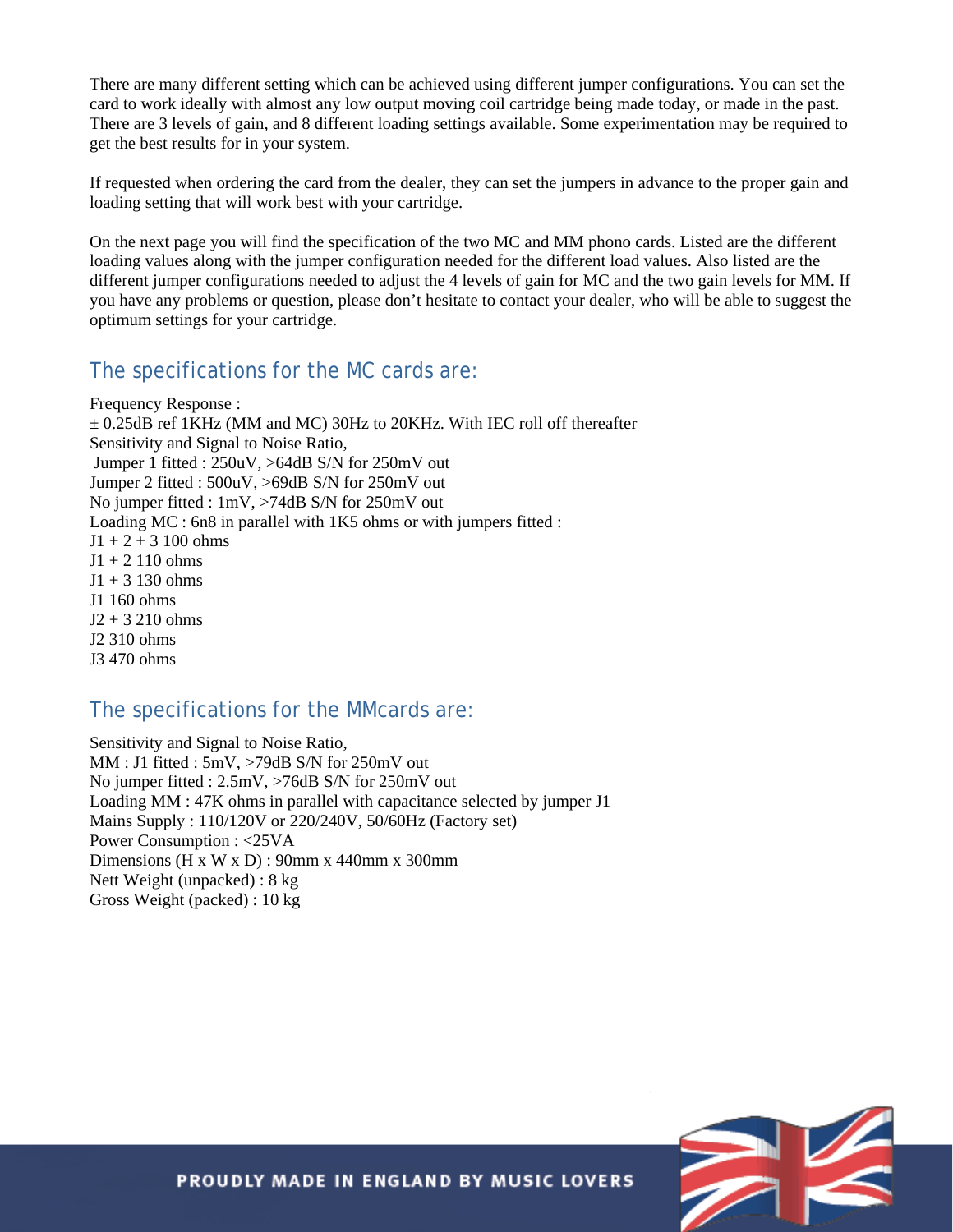There are many different setting which can be achieved using different jumper configurations. You can set the card to work ideally with almost any low output moving coil cartridge being made today, or made in the past. There are 3 levels of gain, and 8 different loading settings available. Some experimentation may be required to get the best results for in your system.

If requested when ordering the card from the dealer, they can set the jumpers in advance to the proper gain and loading setting that will work best with your cartridge.

On the next page you will find the specification of the two MC and MM phono cards. Listed are the different loading values along with the jumper configuration needed for the different load values. Also listed are the different jumper configurations needed to adjust the 4 levels of gain for MC and the two gain levels for MM. If you have any problems or question, please don't hesitate to contact your dealer, who will be able to suggest the optimum settings for your cartridge.

## The specifications for the MC cards are:

Frequency Response :
± 0.25dB ref 1KHz (MM and MC) 30Hz to 20KHz. With IEC roll off thereafter
Sensitivity and Signal to Noise Ratio,
Jumper 1 fitted : 250uV, >64dB S/N for 250mV out
Jumper 2 fitted : 500uV, >69dB S/N for 250mV out
No jumper fitted : 1mV, >74dB S/N for 250mV out
Loading MC : 6n8 in parallel with 1K5 ohms or with jumpers fitted :
J1 + 2 + 3 100 ohms
J1 + 2 110 ohms
J1 + 3 130 ohms
J1 160 ohms
J2 + 3 210 ohms
J2 310 ohms
J3 470 ohms

## The specifications for the MMcards are:

Sensitivity and Signal to Noise Ratio,
MM : J1 fitted : 5mV, >79dB S/N for 250mV out
No jumper fitted : 2.5mV, >76dB S/N for 250mV out
Loading MM : 47K ohms in parallel with capacitance selected by jumper J1
Mains Supply : 110/120V or 220/240V, 50/60Hz (Factory set)
Power Consumption : <25VA
Dimensions (H x W x D) : 90mm x 440mm x 300mm
Nett Weight (unpacked) : 8 kg
Gross Weight (packed) : 10 kg

PROUDLY MADE IN ENGLAND BY MUSIC LOVERS